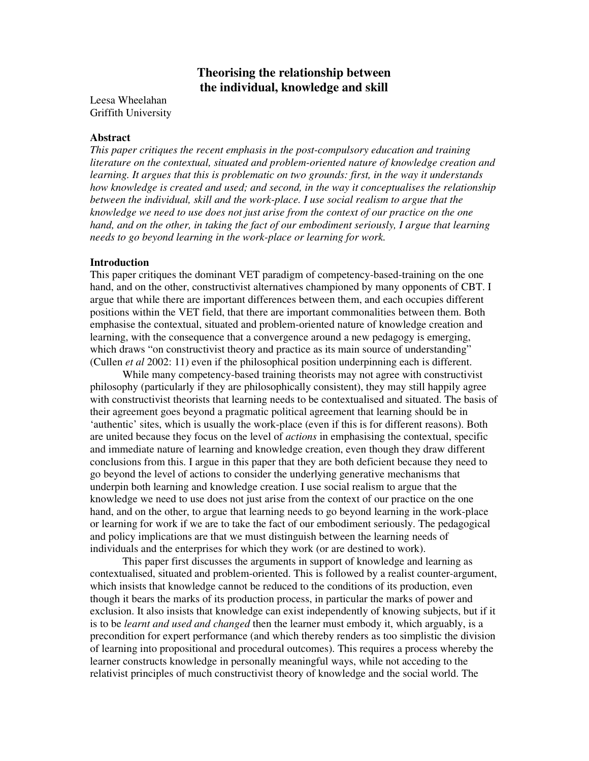# Theorising the relationship between the individual, knowledge and skill

Leesa Wheelahan
Griffith University

### Abstract

*This paper critiques the recent emphasis in the post-compulsory education and training literature on the contextual, situated and problem-oriented nature of knowledge creation and learning. It argues that this is problematic on two grounds: first, in the way it understands how knowledge is created and used; and second, in the way it conceptualises the relationship between the individual, skill and the work-place. I use social realism to argue that the knowledge we need to use does not just arise from the context of our practice on the one hand, and on the other, in taking the fact of our embodiment seriously, I argue that learning needs to go beyond learning in the work-place or learning for work.*

### Introduction

This paper critiques the dominant VET paradigm of competency-based-training on the one hand, and on the other, constructivist alternatives championed by many opponents of CBT. I argue that while there are important differences between them, and each occupies different positions within the VET field, that there are important commonalities between them. Both emphasise the contextual, situated and problem-oriented nature of knowledge creation and learning, with the consequence that a convergence around a new pedagogy is emerging, which draws "on constructivist theory and practice as its main source of understanding" (Cullen *et al* 2002: 11) even if the philosophical position underpinning each is different.

While many competency-based training theorists may not agree with constructivist philosophy (particularly if they are philosophically consistent), they may still happily agree with constructivist theorists that learning needs to be contextualised and situated. The basis of their agreement goes beyond a pragmatic political agreement that learning should be in 'authentic' sites, which is usually the work-place (even if this is for different reasons). Both are united because they focus on the level of *actions* in emphasising the contextual, specific and immediate nature of learning and knowledge creation, even though they draw different conclusions from this. I argue in this paper that they are both deficient because they need to go beyond the level of actions to consider the underlying generative mechanisms that underpin both learning and knowledge creation. I use social realism to argue that the knowledge we need to use does not just arise from the context of our practice on the one hand, and on the other, to argue that learning needs to go beyond learning in the work-place or learning for work if we are to take the fact of our embodiment seriously. The pedagogical and policy implications are that we must distinguish between the learning needs of individuals and the enterprises for which they work (or are destined to work).

This paper first discusses the arguments in support of knowledge and learning as contextualised, situated and problem-oriented. This is followed by a realist counter-argument, which insists that knowledge cannot be reduced to the conditions of its production, even though it bears the marks of its production process, in particular the marks of power and exclusion. It also insists that knowledge can exist independently of knowing subjects, but if it is to be *learnt and used and changed* then the learner must embody it, which arguably, is a precondition for expert performance (and which thereby renders as too simplistic the division of learning into propositional and procedural outcomes). This requires a process whereby the learner constructs knowledge in personally meaningful ways, while not acceding to the relativist principles of much constructivist theory of knowledge and the social world. The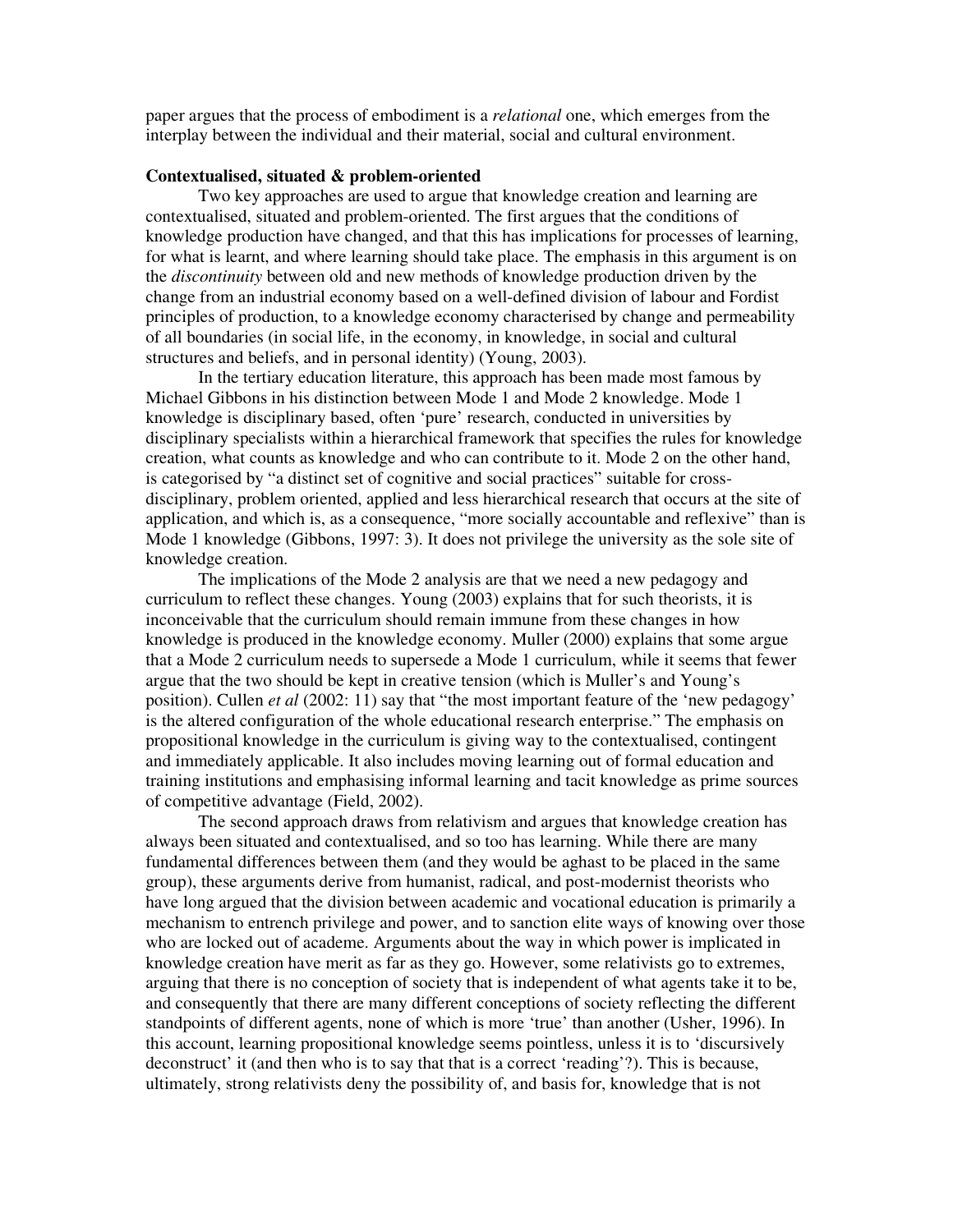paper argues that the process of embodiment is a *relational* one, which emerges from the interplay between the individual and their material, social and cultural environment.

**Contextualised, situated & problem-oriented**

Two key approaches are used to argue that knowledge creation and learning are contextualised, situated and problem-oriented. The first argues that the conditions of knowledge production have changed, and that this has implications for processes of learning, for what is learnt, and where learning should take place. The emphasis in this argument is on the *discontinuity* between old and new methods of knowledge production driven by the change from an industrial economy based on a well-defined division of labour and Fordist principles of production, to a knowledge economy characterised by change and permeability of all boundaries (in social life, in the economy, in knowledge, in social and cultural structures and beliefs, and in personal identity) (Young, 2003).

In the tertiary education literature, this approach has been made most famous by Michael Gibbons in his distinction between Mode 1 and Mode 2 knowledge. Mode 1 knowledge is disciplinary based, often 'pure' research, conducted in universities by disciplinary specialists within a hierarchical framework that specifies the rules for knowledge creation, what counts as knowledge and who can contribute to it. Mode 2 on the other hand, is categorised by "a distinct set of cognitive and social practices" suitable for cross-disciplinary, problem oriented, applied and less hierarchical research that occurs at the site of application, and which is, as a consequence, "more socially accountable and reflexive" than is Mode 1 knowledge (Gibbons, 1997: 3). It does not privilege the university as the sole site of knowledge creation.

The implications of the Mode 2 analysis are that we need a new pedagogy and curriculum to reflect these changes. Young (2003) explains that for such theorists, it is inconceivable that the curriculum should remain immune from these changes in how knowledge is produced in the knowledge economy. Muller (2000) explains that some argue that a Mode 2 curriculum needs to supersede a Mode 1 curriculum, while it seems that fewer argue that the two should be kept in creative tension (which is Muller's and Young's position). Cullen *et al* (2002: 11) say that "the most important feature of the 'new pedagogy' is the altered configuration of the whole educational research enterprise." The emphasis on propositional knowledge in the curriculum is giving way to the contextualised, contingent and immediately applicable. It also includes moving learning out of formal education and training institutions and emphasising informal learning and tacit knowledge as prime sources of competitive advantage (Field, 2002).

The second approach draws from relativism and argues that knowledge creation has always been situated and contextualised, and so too has learning. While there are many fundamental differences between them (and they would be aghast to be placed in the same group), these arguments derive from humanist, radical, and post-modernist theorists who have long argued that the division between academic and vocational education is primarily a mechanism to entrench privilege and power, and to sanction elite ways of knowing over those who are locked out of academe. Arguments about the way in which power is implicated in knowledge creation have merit as far as they go. However, some relativists go to extremes, arguing that there is no conception of society that is independent of what agents take it to be, and consequently that there are many different conceptions of society reflecting the different standpoints of different agents, none of which is more 'true' than another (Usher, 1996). In this account, learning propositional knowledge seems pointless, unless it is to 'discursively deconstruct' it (and then who is to say that that is a correct 'reading'?). This is because, ultimately, strong relativists deny the possibility of, and basis for, knowledge that is not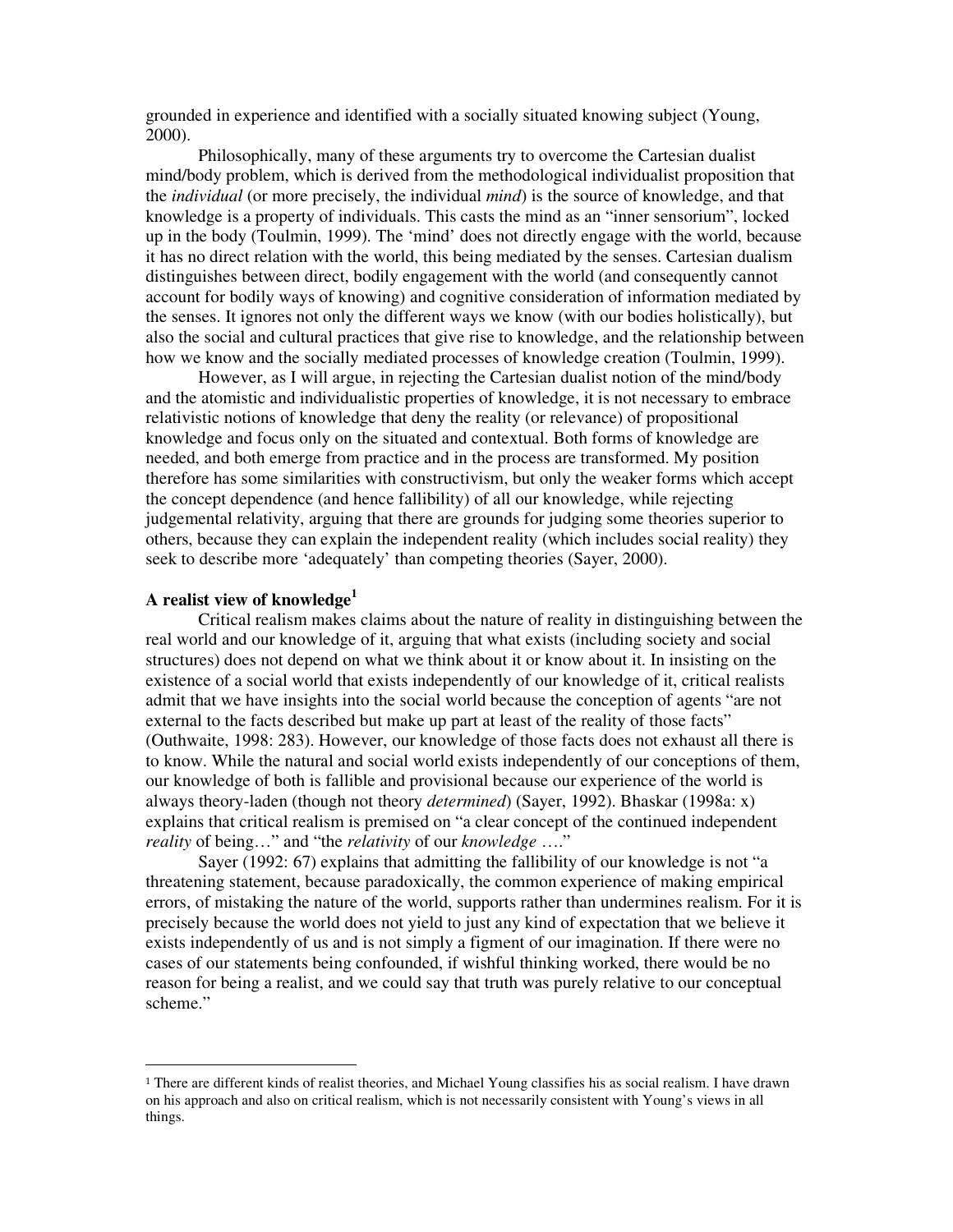grounded in experience and identified with a socially situated knowing subject (Young, 2000).

Philosophically, many of these arguments try to overcome the Cartesian dualist mind/body problem, which is derived from the methodological individualist proposition that the *individual* (or more precisely, the individual *mind*) is the source of knowledge, and that knowledge is a property of individuals. This casts the mind as an "inner sensorium", locked up in the body (Toulmin, 1999). The 'mind' does not directly engage with the world, because it has no direct relation with the world, this being mediated by the senses. Cartesian dualism distinguishes between direct, bodily engagement with the world (and consequently cannot account for bodily ways of knowing) and cognitive consideration of information mediated by the senses. It ignores not only the different ways we know (with our bodies holistically), but also the social and cultural practices that give rise to knowledge, and the relationship between how we know and the socially mediated processes of knowledge creation (Toulmin, 1999).

However, as I will argue, in rejecting the Cartesian dualist notion of the mind/body and the atomistic and individualistic properties of knowledge, it is not necessary to embrace relativistic notions of knowledge that deny the reality (or relevance) of propositional knowledge and focus only on the situated and contextual. Both forms of knowledge are needed, and both emerge from practice and in the process are transformed. My position therefore has some similarities with constructivism, but only the weaker forms which accept the concept dependence (and hence fallibility) of all our knowledge, while rejecting judgemental relativity, arguing that there are grounds for judging some theories superior to others, because they can explain the independent reality (which includes social reality) they seek to describe more 'adequately' than competing theories (Sayer, 2000).

## A realist view of knowledge[1]

Critical realism makes claims about the nature of reality in distinguishing between the real world and our knowledge of it, arguing that what exists (including society and social structures) does not depend on what we think about it or know about it. In insisting on the existence of a social world that exists independently of our knowledge of it, critical realists admit that we have insights into the social world because the conception of agents "are not external to the facts described but make up part at least of the reality of those facts" (Outhwaite, 1998: 283). However, our knowledge of those facts does not exhaust all there is to know. While the natural and social world exists independently of our conceptions of them, our knowledge of both is fallible and provisional because our experience of the world is always theory-laden (though not theory *determined*) (Sayer, 1992). Bhaskar (1998a: x) explains that critical realism is premised on "a clear concept of the continued independent *reality* of being…" and "the *relativity* of our *knowledge* …."

Sayer (1992: 67) explains that admitting the fallibility of our knowledge is not "a threatening statement, because paradoxically, the common experience of making empirical errors, of mistaking the nature of the world, supports rather than undermines realism. For it is precisely because the world does not yield to just any kind of expectation that we believe it exists independently of us and is not simply a figment of our imagination. If there were no cases of our statements being confounded, if wishful thinking worked, there would be no reason for being a realist, and we could say that truth was purely relative to our conceptual scheme."

---

[1] There are different kinds of realist theories, and Michael Young classifies his as social realism. I have drawn on his approach and also on critical realism, which is not necessarily consistent with Young's views in all things.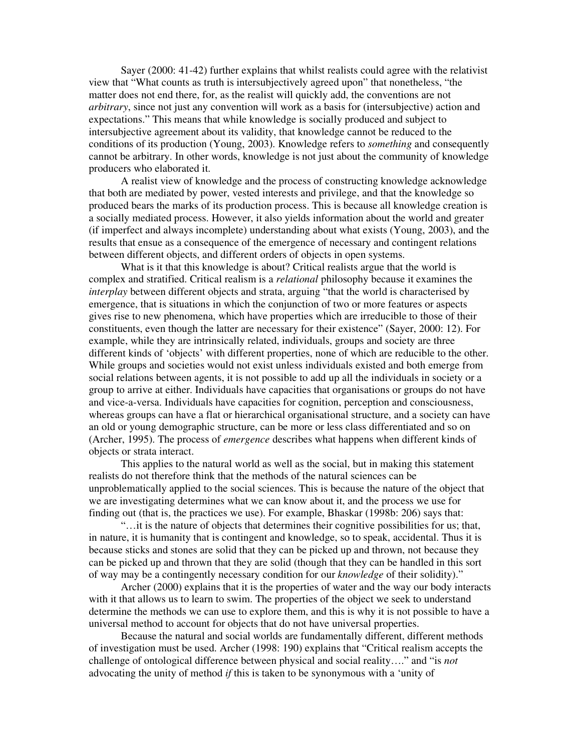Sayer (2000: 41-42) further explains that whilst realists could agree with the relativist view that "What counts as truth is intersubjectively agreed upon" that nonetheless, "the matter does not end there, for, as the realist will quickly add, the conventions are not *arbitrary*, since not just any convention will work as a basis for (intersubjective) action and expectations." This means that while knowledge is socially produced and subject to intersubjective agreement about its validity, that knowledge cannot be reduced to the conditions of its production (Young, 2003). Knowledge refers to *something* and consequently cannot be arbitrary. In other words, knowledge is not just about the community of knowledge producers who elaborated it.

A realist view of knowledge and the process of constructing knowledge acknowledge that both are mediated by power, vested interests and privilege, and that the knowledge so produced bears the marks of its production process. This is because all knowledge creation is a socially mediated process. However, it also yields information about the world and greater (if imperfect and always incomplete) understanding about what exists (Young, 2003), and the results that ensue as a consequence of the emergence of necessary and contingent relations between different objects, and different orders of objects in open systems.

What is it that this knowledge is about? Critical realists argue that the world is complex and stratified. Critical realism is a *relational* philosophy because it examines the *interplay* between different objects and strata, arguing "that the world is characterised by emergence, that is situations in which the conjunction of two or more features or aspects gives rise to new phenomena, which have properties which are irreducible to those of their constituents, even though the latter are necessary for their existence" (Sayer, 2000: 12). For example, while they are intrinsically related, individuals, groups and society are three different kinds of 'objects' with different properties, none of which are reducible to the other. While groups and societies would not exist unless individuals existed and both emerge from social relations between agents, it is not possible to add up all the individuals in society or a group to arrive at either. Individuals have capacities that organisations or groups do not have and vice-a-versa. Individuals have capacities for cognition, perception and consciousness, whereas groups can have a flat or hierarchical organisational structure, and a society can have an old or young demographic structure, can be more or less class differentiated and so on (Archer, 1995). The process of *emergence* describes what happens when different kinds of objects or strata interact.

This applies to the natural world as well as the social, but in making this statement realists do not therefore think that the methods of the natural sciences can be unproblematically applied to the social sciences. This is because the nature of the object that we are investigating determines what we can know about it, and the process we use for finding out (that is, the practices we use). For example, Bhaskar (1998b: 206) says that:

"…it is the nature of objects that determines their cognitive possibilities for us; that, in nature, it is humanity that is contingent and knowledge, so to speak, accidental. Thus it is because sticks and stones are solid that they can be picked up and thrown, not because they can be picked up and thrown that they are solid (though that they can be handled in this sort of way may be a contingently necessary condition for our *knowledge* of their solidity)."

Archer (2000) explains that it is the properties of water and the way our body interacts with it that allows us to learn to swim. The properties of the object we seek to understand determine the methods we can use to explore them, and this is why it is not possible to have a universal method to account for objects that do not have universal properties.

Because the natural and social worlds are fundamentally different, different methods of investigation must be used. Archer (1998: 190) explains that "Critical realism accepts the challenge of ontological difference between physical and social reality…." and "is *not* advocating the unity of method *if* this is taken to be synonymous with a 'unity of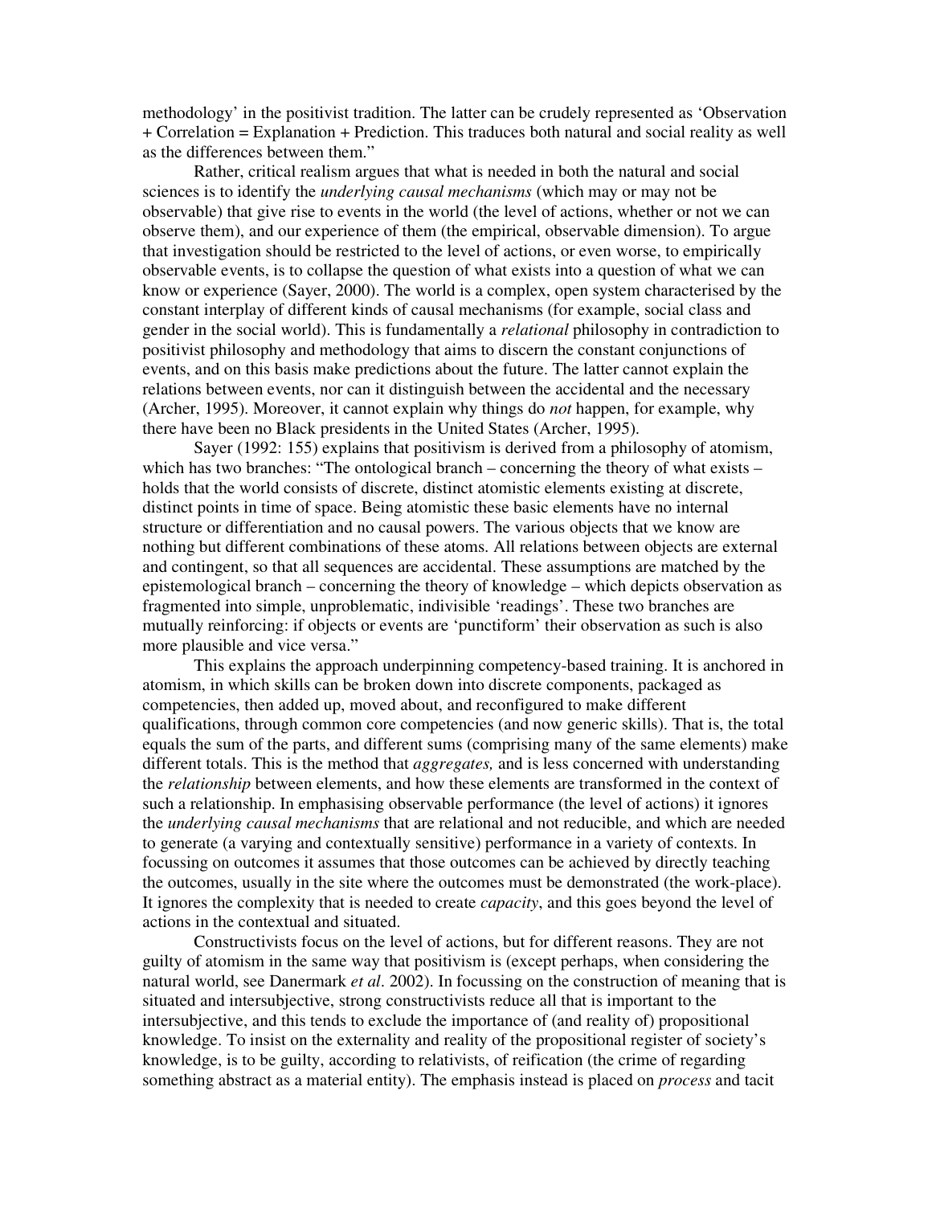methodology' in the positivist tradition. The latter can be crudely represented as 'Observation + Correlation = Explanation + Prediction. This traduces both natural and social reality as well as the differences between them."

Rather, critical realism argues that what is needed in both the natural and social sciences is to identify the *underlying causal mechanisms* (which may or may not be observable) that give rise to events in the world (the level of actions, whether or not we can observe them), and our experience of them (the empirical, observable dimension). To argue that investigation should be restricted to the level of actions, or even worse, to empirically observable events, is to collapse the question of what exists into a question of what we can know or experience (Sayer, 2000). The world is a complex, open system characterised by the constant interplay of different kinds of causal mechanisms (for example, social class and gender in the social world). This is fundamentally a *relational* philosophy in contradiction to positivist philosophy and methodology that aims to discern the constant conjunctions of events, and on this basis make predictions about the future. The latter cannot explain the relations between events, nor can it distinguish between the accidental and the necessary (Archer, 1995). Moreover, it cannot explain why things do *not* happen, for example, why there have been no Black presidents in the United States (Archer, 1995).

Sayer (1992: 155) explains that positivism is derived from a philosophy of atomism, which has two branches: "The ontological branch – concerning the theory of what exists – holds that the world consists of discrete, distinct atomistic elements existing at discrete, distinct points in time of space. Being atomistic these basic elements have no internal structure or differentiation and no causal powers. The various objects that we know are nothing but different combinations of these atoms. All relations between objects are external and contingent, so that all sequences are accidental. These assumptions are matched by the epistemological branch – concerning the theory of knowledge – which depicts observation as fragmented into simple, unproblematic, indivisible 'readings'. These two branches are mutually reinforcing: if objects or events are 'punctiform' their observation as such is also more plausible and vice versa."

This explains the approach underpinning competency-based training. It is anchored in atomism, in which skills can be broken down into discrete components, packaged as competencies, then added up, moved about, and reconfigured to make different qualifications, through common core competencies (and now generic skills). That is, the total equals the sum of the parts, and different sums (comprising many of the same elements) make different totals. This is the method that *aggregates,* and is less concerned with understanding the *relationship* between elements, and how these elements are transformed in the context of such a relationship. In emphasising observable performance (the level of actions) it ignores the *underlying causal mechanisms* that are relational and not reducible, and which are needed to generate (a varying and contextually sensitive) performance in a variety of contexts. In focussing on outcomes it assumes that those outcomes can be achieved by directly teaching the outcomes, usually in the site where the outcomes must be demonstrated (the work-place). It ignores the complexity that is needed to create *capacity*, and this goes beyond the level of actions in the contextual and situated.

Constructivists focus on the level of actions, but for different reasons. They are not guilty of atomism in the same way that positivism is (except perhaps, when considering the natural world, see Danermark *et al*. 2002). In focussing on the construction of meaning that is situated and intersubjective, strong constructivists reduce all that is important to the intersubjective, and this tends to exclude the importance of (and reality of) propositional knowledge. To insist on the externality and reality of the propositional register of society's knowledge, is to be guilty, according to relativists, of reification (the crime of regarding something abstract as a material entity). The emphasis instead is placed on *process* and tacit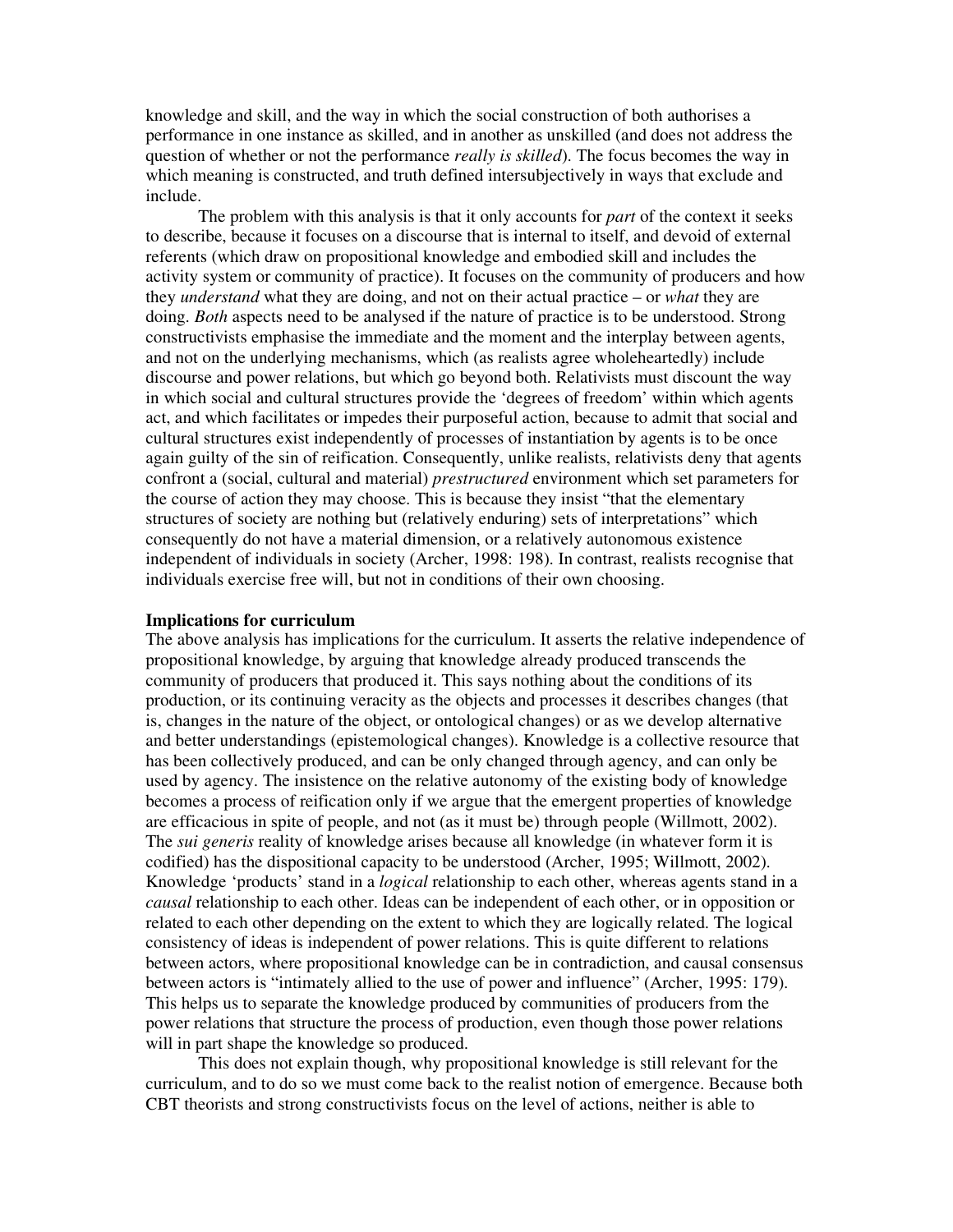knowledge and skill, and the way in which the social construction of both authorises a performance in one instance as skilled, and in another as unskilled (and does not address the question of whether or not the performance *really is skilled*). The focus becomes the way in which meaning is constructed, and truth defined intersubjectively in ways that exclude and include.

The problem with this analysis is that it only accounts for *part* of the context it seeks to describe, because it focuses on a discourse that is internal to itself, and devoid of external referents (which draw on propositional knowledge and embodied skill and includes the activity system or community of practice). It focuses on the community of producers and how they *understand* what they are doing, and not on their actual practice – or *what* they are doing. *Both* aspects need to be analysed if the nature of practice is to be understood. Strong constructivists emphasise the immediate and the moment and the interplay between agents, and not on the underlying mechanisms, which (as realists agree wholeheartedly) include discourse and power relations, but which go beyond both. Relativists must discount the way in which social and cultural structures provide the 'degrees of freedom' within which agents act, and which facilitates or impedes their purposeful action, because to admit that social and cultural structures exist independently of processes of instantiation by agents is to be once again guilty of the sin of reification. Consequently, unlike realists, relativists deny that agents confront a (social, cultural and material) *prestructured* environment which set parameters for the course of action they may choose. This is because they insist "that the elementary structures of society are nothing but (relatively enduring) sets of interpretations" which consequently do not have a material dimension, or a relatively autonomous existence independent of individuals in society (Archer, 1998: 198). In contrast, realists recognise that individuals exercise free will, but not in conditions of their own choosing.

**Implications for curriculum**

The above analysis has implications for the curriculum. It asserts the relative independence of propositional knowledge, by arguing that knowledge already produced transcends the community of producers that produced it. This says nothing about the conditions of its production, or its continuing veracity as the objects and processes it describes changes (that is, changes in the nature of the object, or ontological changes) or as we develop alternative and better understandings (epistemological changes). Knowledge is a collective resource that has been collectively produced, and can be only changed through agency, and can only be used by agency. The insistence on the relative autonomy of the existing body of knowledge becomes a process of reification only if we argue that the emergent properties of knowledge are efficacious in spite of people, and not (as it must be) through people (Willmott, 2002). The *sui generis* reality of knowledge arises because all knowledge (in whatever form it is codified) has the dispositional capacity to be understood (Archer, 1995; Willmott, 2002). Knowledge 'products' stand in a *logical* relationship to each other, whereas agents stand in a *causal* relationship to each other. Ideas can be independent of each other, or in opposition or related to each other depending on the extent to which they are logically related. The logical consistency of ideas is independent of power relations. This is quite different to relations between actors, where propositional knowledge can be in contradiction, and causal consensus between actors is "intimately allied to the use of power and influence" (Archer, 1995: 179). This helps us to separate the knowledge produced by communities of producers from the power relations that structure the process of production, even though those power relations will in part shape the knowledge so produced.

This does not explain though, why propositional knowledge is still relevant for the curriculum, and to do so we must come back to the realist notion of emergence. Because both CBT theorists and strong constructivists focus on the level of actions, neither is able to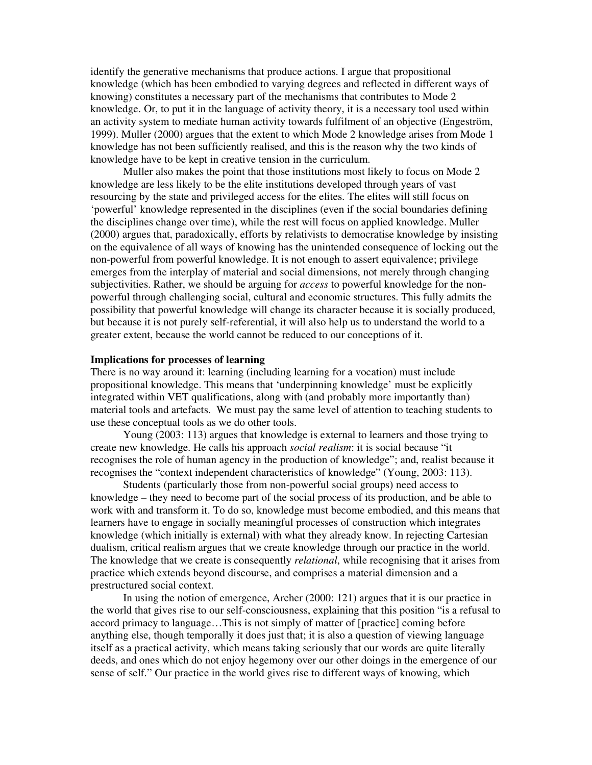identify the generative mechanisms that produce actions. I argue that propositional knowledge (which has been embodied to varying degrees and reflected in different ways of knowing) constitutes a necessary part of the mechanisms that contributes to Mode 2 knowledge. Or, to put it in the language of activity theory, it is a necessary tool used within an activity system to mediate human activity towards fulfilment of an objective (Engeström, 1999). Muller (2000) argues that the extent to which Mode 2 knowledge arises from Mode 1 knowledge has not been sufficiently realised, and this is the reason why the two kinds of knowledge have to be kept in creative tension in the curriculum.

Muller also makes the point that those institutions most likely to focus on Mode 2 knowledge are less likely to be the elite institutions developed through years of vast resourcing by the state and privileged access for the elites. The elites will still focus on 'powerful' knowledge represented in the disciplines (even if the social boundaries defining the disciplines change over time), while the rest will focus on applied knowledge. Muller (2000) argues that, paradoxically, efforts by relativists to democratise knowledge by insisting on the equivalence of all ways of knowing has the unintended consequence of locking out the non-powerful from powerful knowledge. It is not enough to assert equivalence; privilege emerges from the interplay of material and social dimensions, not merely through changing subjectivities. Rather, we should be arguing for *access* to powerful knowledge for the non-powerful through challenging social, cultural and economic structures. This fully admits the possibility that powerful knowledge will change its character because it is socially produced, but because it is not purely self-referential, it will also help us to understand the world to a greater extent, because the world cannot be reduced to our conceptions of it.

**Implications for processes of learning**

There is no way around it: learning (including learning for a vocation) must include propositional knowledge. This means that 'underpinning knowledge' must be explicitly integrated within VET qualifications, along with (and probably more importantly than) material tools and artefacts. We must pay the same level of attention to teaching students to use these conceptual tools as we do other tools.

Young (2003: 113) argues that knowledge is external to learners and those trying to create new knowledge. He calls his approach *social realism*: it is social because "it recognises the role of human agency in the production of knowledge"; and, realist because it recognises the "context independent characteristics of knowledge" (Young, 2003: 113).

Students (particularly those from non-powerful social groups) need access to knowledge – they need to become part of the social process of its production, and be able to work with and transform it. To do so, knowledge must become embodied, and this means that learners have to engage in socially meaningful processes of construction which integrates knowledge (which initially is external) with what they already know. In rejecting Cartesian dualism, critical realism argues that we create knowledge through our practice in the world. The knowledge that we create is consequently *relational*, while recognising that it arises from practice which extends beyond discourse, and comprises a material dimension and a prestructured social context.

In using the notion of emergence, Archer (2000: 121) argues that it is our practice in the world that gives rise to our self-consciousness, explaining that this position "is a refusal to accord primacy to language…This is not simply of matter of [practice] coming before anything else, though temporally it does just that; it is also a question of viewing language itself as a practical activity, which means taking seriously that our words are quite literally deeds, and ones which do not enjoy hegemony over our other doings in the emergence of our sense of self." Our practice in the world gives rise to different ways of knowing, which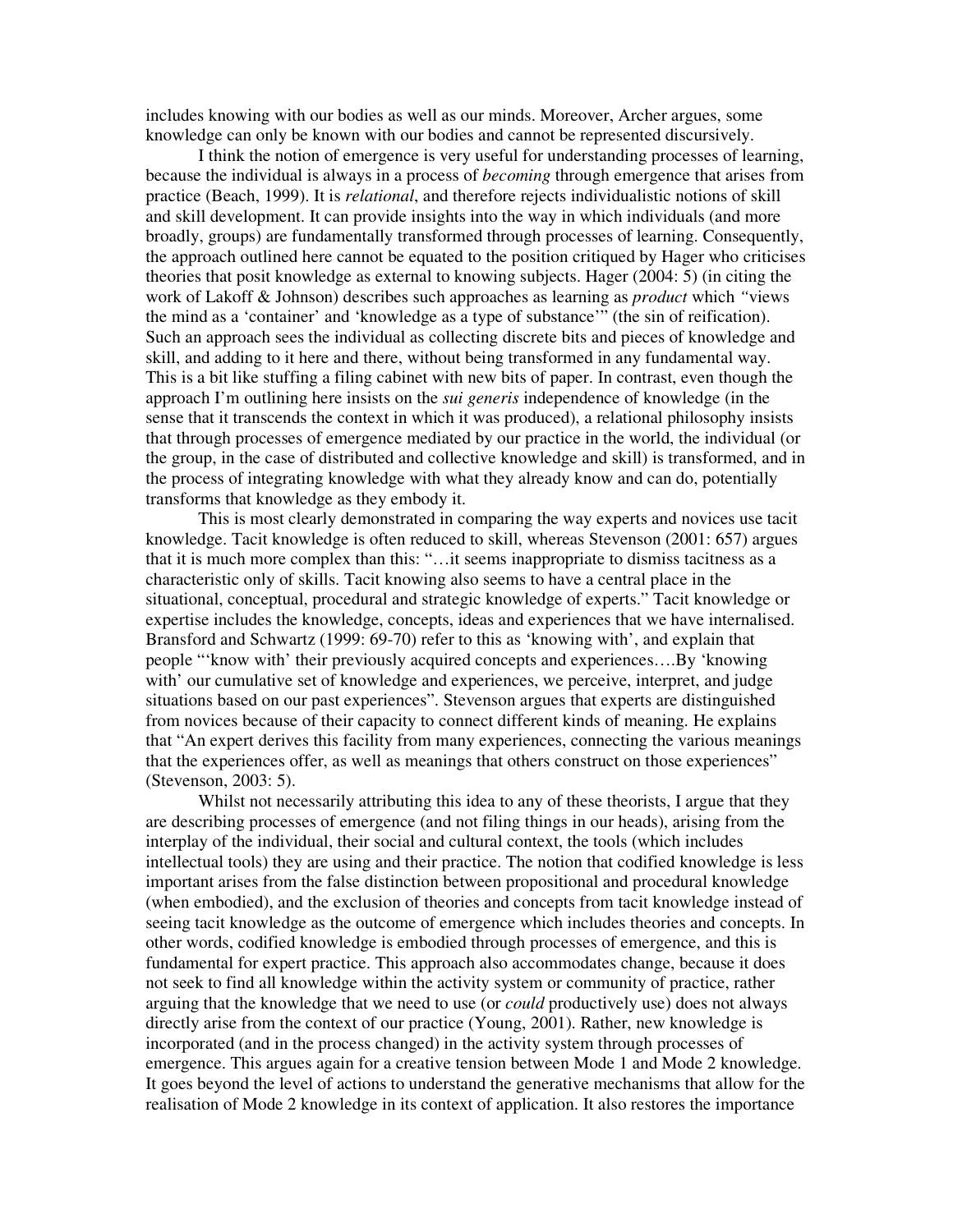includes knowing with our bodies as well as our minds. Moreover, Archer argues, some knowledge can only be known with our bodies and cannot be represented discursively.

I think the notion of emergence is very useful for understanding processes of learning, because the individual is always in a process of *becoming* through emergence that arises from practice (Beach, 1999). It is *relational*, and therefore rejects individualistic notions of skill and skill development. It can provide insights into the way in which individuals (and more broadly, groups) are fundamentally transformed through processes of learning. Consequently, the approach outlined here cannot be equated to the position critiqued by Hager who criticises theories that posit knowledge as external to knowing subjects. Hager (2004: 5) (in citing the work of Lakoff & Johnson) describes such approaches as learning as *product* which "views the mind as a 'container' and 'knowledge as a type of substance'" (the sin of reification). Such an approach sees the individual as collecting discrete bits and pieces of knowledge and skill, and adding to it here and there, without being transformed in any fundamental way. This is a bit like stuffing a filing cabinet with new bits of paper. In contrast, even though the approach I'm outlining here insists on the *sui generis* independence of knowledge (in the sense that it transcends the context in which it was produced), a relational philosophy insists that through processes of emergence mediated by our practice in the world, the individual (or the group, in the case of distributed and collective knowledge and skill) is transformed, and in the process of integrating knowledge with what they already know and can do, potentially transforms that knowledge as they embody it.

This is most clearly demonstrated in comparing the way experts and novices use tacit knowledge. Tacit knowledge is often reduced to skill, whereas Stevenson (2001: 657) argues that it is much more complex than this: "…it seems inappropriate to dismiss tacitness as a characteristic only of skills. Tacit knowing also seems to have a central place in the situational, conceptual, procedural and strategic knowledge of experts." Tacit knowledge or expertise includes the knowledge, concepts, ideas and experiences that we have internalised. Bransford and Schwartz (1999: 69-70) refer to this as 'knowing with', and explain that people "'know with' their previously acquired concepts and experiences….By 'knowing with' our cumulative set of knowledge and experiences, we perceive, interpret, and judge situations based on our past experiences". Stevenson argues that experts are distinguished from novices because of their capacity to connect different kinds of meaning. He explains that "An expert derives this facility from many experiences, connecting the various meanings that the experiences offer, as well as meanings that others construct on those experiences" (Stevenson, 2003: 5).

Whilst not necessarily attributing this idea to any of these theorists, I argue that they are describing processes of emergence (and not filing things in our heads), arising from the interplay of the individual, their social and cultural context, the tools (which includes intellectual tools) they are using and their practice. The notion that codified knowledge is less important arises from the false distinction between propositional and procedural knowledge (when embodied), and the exclusion of theories and concepts from tacit knowledge instead of seeing tacit knowledge as the outcome of emergence which includes theories and concepts. In other words, codified knowledge is embodied through processes of emergence, and this is fundamental for expert practice. This approach also accommodates change, because it does not seek to find all knowledge within the activity system or community of practice, rather arguing that the knowledge that we need to use (or *could* productively use) does not always directly arise from the context of our practice (Young, 2001). Rather, new knowledge is incorporated (and in the process changed) in the activity system through processes of emergence. This argues again for a creative tension between Mode 1 and Mode 2 knowledge. It goes beyond the level of actions to understand the generative mechanisms that allow for the realisation of Mode 2 knowledge in its context of application. It also restores the importance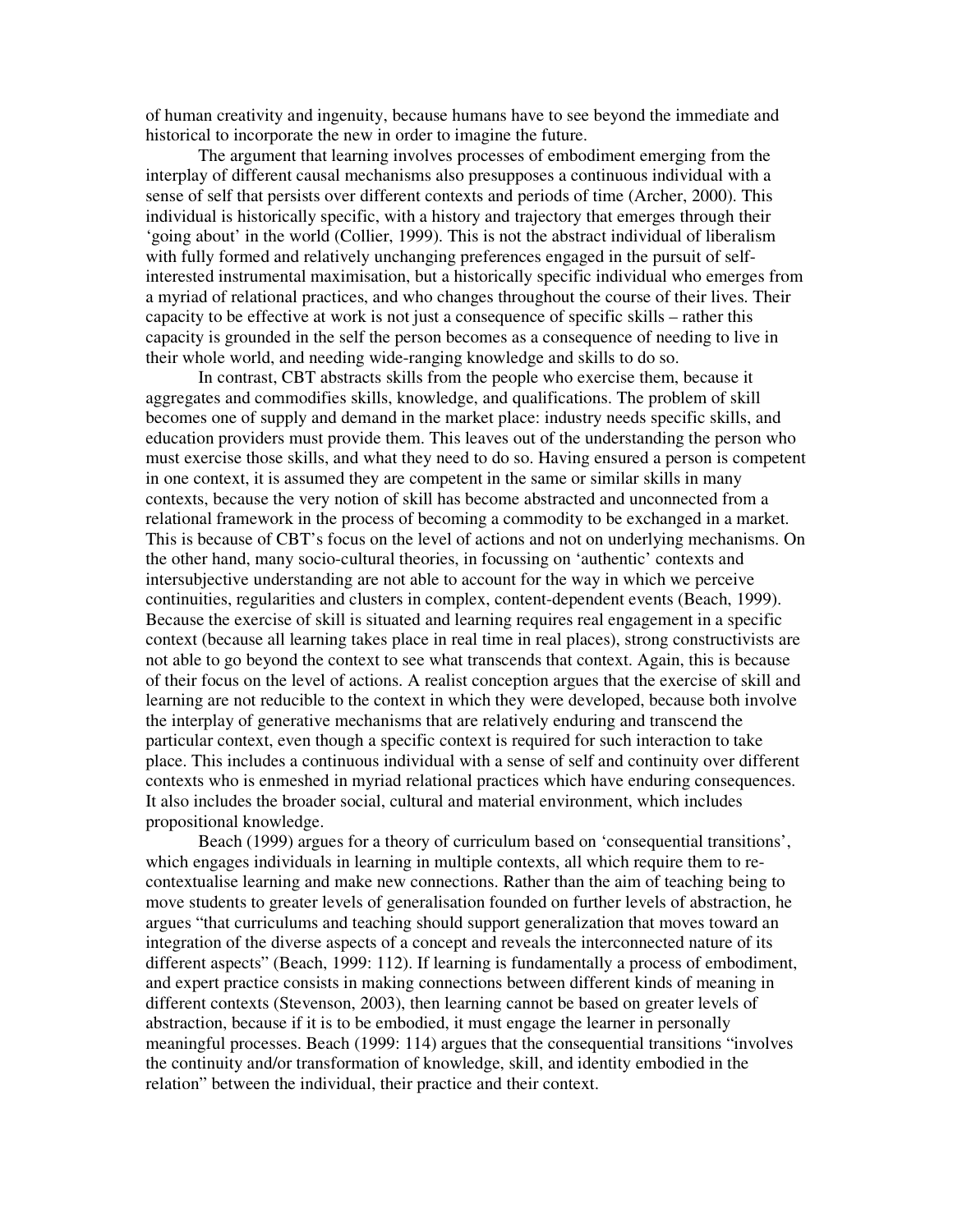of human creativity and ingenuity, because humans have to see beyond the immediate and historical to incorporate the new in order to imagine the future.

The argument that learning involves processes of embodiment emerging from the interplay of different causal mechanisms also presupposes a continuous individual with a sense of self that persists over different contexts and periods of time (Archer, 2000). This individual is historically specific, with a history and trajectory that emerges through their 'going about' in the world (Collier, 1999). This is not the abstract individual of liberalism with fully formed and relatively unchanging preferences engaged in the pursuit of self-interested instrumental maximisation, but a historically specific individual who emerges from a myriad of relational practices, and who changes throughout the course of their lives. Their capacity to be effective at work is not just a consequence of specific skills – rather this capacity is grounded in the self the person becomes as a consequence of needing to live in their whole world, and needing wide-ranging knowledge and skills to do so.

In contrast, CBT abstracts skills from the people who exercise them, because it aggregates and commodifies skills, knowledge, and qualifications. The problem of skill becomes one of supply and demand in the market place: industry needs specific skills, and education providers must provide them. This leaves out of the understanding the person who must exercise those skills, and what they need to do so. Having ensured a person is competent in one context, it is assumed they are competent in the same or similar skills in many contexts, because the very notion of skill has become abstracted and unconnected from a relational framework in the process of becoming a commodity to be exchanged in a market. This is because of CBT's focus on the level of actions and not on underlying mechanisms. On the other hand, many socio-cultural theories, in focussing on 'authentic' contexts and intersubjective understanding are not able to account for the way in which we perceive continuities, regularities and clusters in complex, content-dependent events (Beach, 1999). Because the exercise of skill is situated and learning requires real engagement in a specific context (because all learning takes place in real time in real places), strong constructivists are not able to go beyond the context to see what transcends that context. Again, this is because of their focus on the level of actions. A realist conception argues that the exercise of skill and learning are not reducible to the context in which they were developed, because both involve the interplay of generative mechanisms that are relatively enduring and transcend the particular context, even though a specific context is required for such interaction to take place. This includes a continuous individual with a sense of self and continuity over different contexts who is enmeshed in myriad relational practices which have enduring consequences. It also includes the broader social, cultural and material environment, which includes propositional knowledge.

Beach (1999) argues for a theory of curriculum based on 'consequential transitions', which engages individuals in learning in multiple contexts, all which require them to re-contextualise learning and make new connections. Rather than the aim of teaching being to move students to greater levels of generalisation founded on further levels of abstraction, he argues "that curriculums and teaching should support generalization that moves toward an integration of the diverse aspects of a concept and reveals the interconnected nature of its different aspects" (Beach, 1999: 112). If learning is fundamentally a process of embodiment, and expert practice consists in making connections between different kinds of meaning in different contexts (Stevenson, 2003), then learning cannot be based on greater levels of abstraction, because if it is to be embodied, it must engage the learner in personally meaningful processes. Beach (1999: 114) argues that the consequential transitions "involves the continuity and/or transformation of knowledge, skill, and identity embodied in the relation" between the individual, their practice and their context.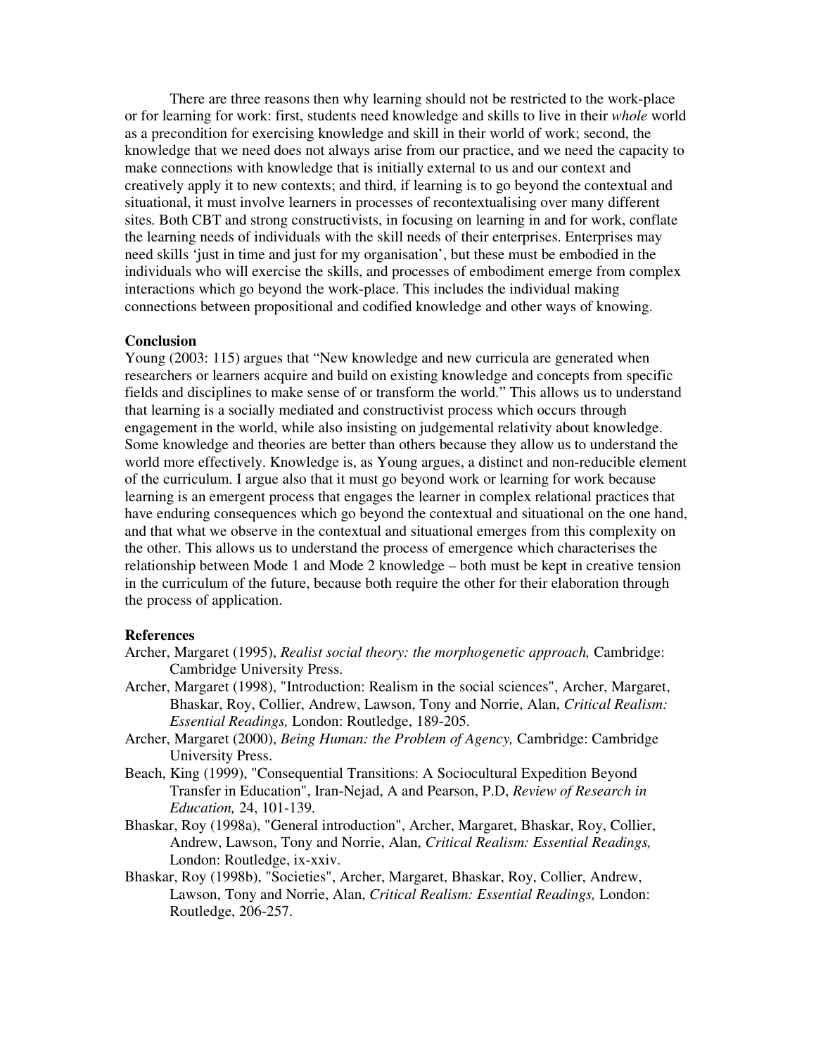There are three reasons then why learning should not be restricted to the work-place or for learning for work: first, students need knowledge and skills to live in their *whole* world as a precondition for exercising knowledge and skill in their world of work; second, the knowledge that we need does not always arise from our practice, and we need the capacity to make connections with knowledge that is initially external to us and our context and creatively apply it to new contexts; and third, if learning is to go beyond the contextual and situational, it must involve learners in processes of recontextualising over many different sites. Both CBT and strong constructivists, in focusing on learning in and for work, conflate the learning needs of individuals with the skill needs of their enterprises. Enterprises may need skills 'just in time and just for my organisation', but these must be embodied in the individuals who will exercise the skills, and processes of embodiment emerge from complex interactions which go beyond the work-place. This includes the individual making connections between propositional and codified knowledge and other ways of knowing.

## Conclusion

Young (2003: 115) argues that "New knowledge and new curricula are generated when researchers or learners acquire and build on existing knowledge and concepts from specific fields and disciplines to make sense of or transform the world." This allows us to understand that learning is a socially mediated and constructivist process which occurs through engagement in the world, while also insisting on judgemental relativity about knowledge. Some knowledge and theories are better than others because they allow us to understand the world more effectively. Knowledge is, as Young argues, a distinct and non-reducible element of the curriculum. I argue also that it must go beyond work or learning for work because learning is an emergent process that engages the learner in complex relational practices that have enduring consequences which go beyond the contextual and situational on the one hand, and that what we observe in the contextual and situational emerges from this complexity on the other. This allows us to understand the process of emergence which characterises the relationship between Mode 1 and Mode 2 knowledge – both must be kept in creative tension in the curriculum of the future, because both require the other for their elaboration through the process of application.

## References

Archer, Margaret (1995), *Realist social theory: the morphogenetic approach,* Cambridge: Cambridge University Press.

Archer, Margaret (1998), "Introduction: Realism in the social sciences", Archer, Margaret, Bhaskar, Roy, Collier, Andrew, Lawson, Tony and Norrie, Alan, *Critical Realism: Essential Readings,* London: Routledge, 189-205.

Archer, Margaret (2000), *Being Human: the Problem of Agency,* Cambridge: Cambridge University Press.

Beach, King (1999), "Consequential Transitions: A Sociocultural Expedition Beyond Transfer in Education", Iran-Nejad, A and Pearson, P.D, *Review of Research in Education,* 24, 101-139.

Bhaskar, Roy (1998a), "General introduction", Archer, Margaret, Bhaskar, Roy, Collier, Andrew, Lawson, Tony and Norrie, Alan, *Critical Realism: Essential Readings,* London: Routledge, ix-xxiv.

Bhaskar, Roy (1998b), "Societies", Archer, Margaret, Bhaskar, Roy, Collier, Andrew, Lawson, Tony and Norrie, Alan, *Critical Realism: Essential Readings,* London: Routledge, 206-257.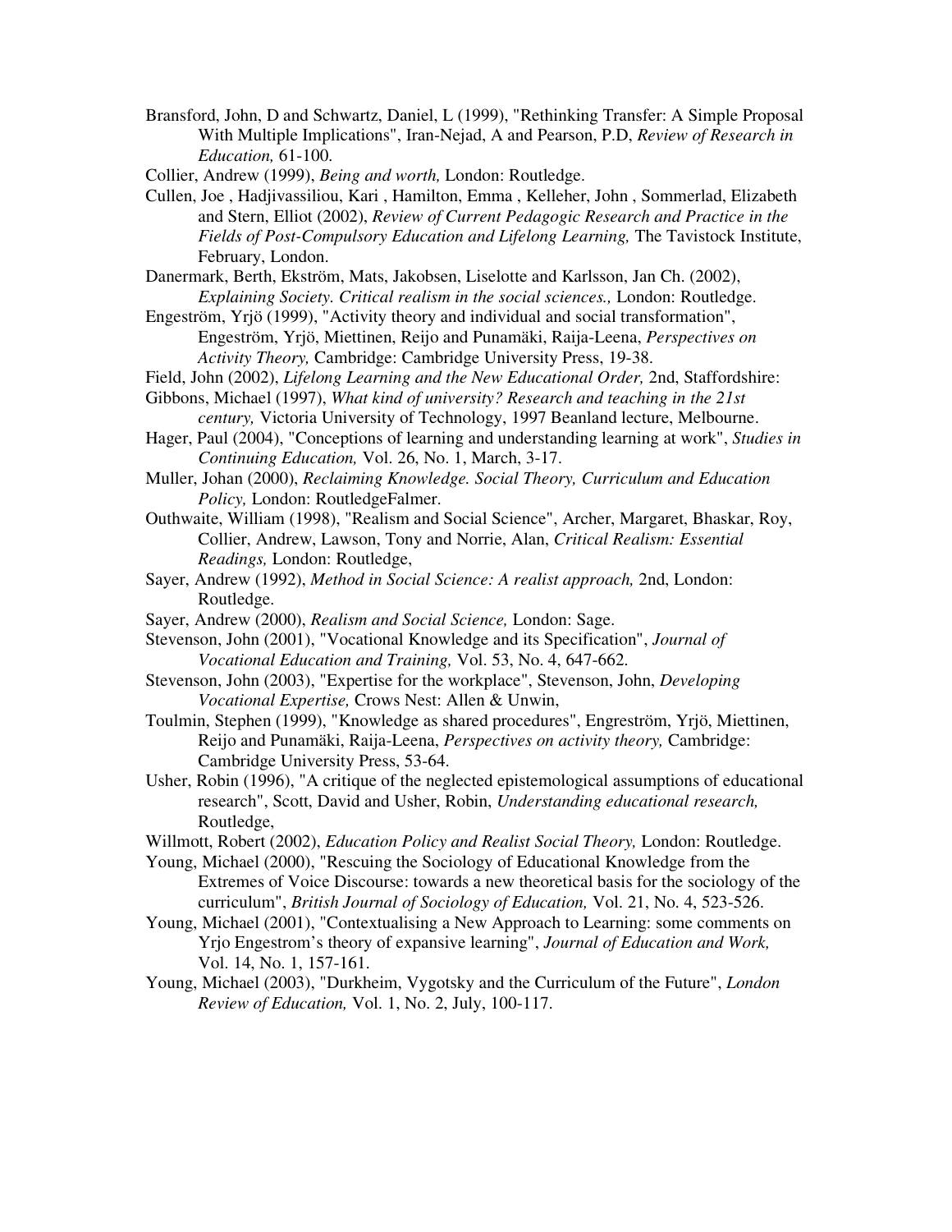Bransford, John, D and Schwartz, Daniel, L (1999), "Rethinking Transfer: A Simple Proposal With Multiple Implications", Iran-Nejad, A and Pearson, P.D, *Review of Research in Education,* 61-100.

Collier, Andrew (1999), *Being and worth,* London: Routledge.

Cullen, Joe , Hadjivassiliou, Kari , Hamilton, Emma , Kelleher, John , Sommerlad, Elizabeth and Stern, Elliot (2002), *Review of Current Pedagogic Research and Practice in the Fields of Post-Compulsory Education and Lifelong Learning,* The Tavistock Institute, February, London.

Danermark, Berth, Ekström, Mats, Jakobsen, Liselotte and Karlsson, Jan Ch. (2002), *Explaining Society. Critical realism in the social sciences.,* London: Routledge.

Engeström, Yrjö (1999), "Activity theory and individual and social transformation", Engeström, Yrjö, Miettinen, Reijo and Punamäki, Raija-Leena, *Perspectives on Activity Theory,* Cambridge: Cambridge University Press, 19-38.

Field, John (2002), *Lifelong Learning and the New Educational Order,* 2nd, Staffordshire:

Gibbons, Michael (1997), *What kind of university? Research and teaching in the 21st century,* Victoria University of Technology, 1997 Beanland lecture, Melbourne.

Hager, Paul (2004), "Conceptions of learning and understanding learning at work", *Studies in Continuing Education,* Vol. 26, No. 1, March, 3-17.

Muller, Johan (2000), *Reclaiming Knowledge. Social Theory, Curriculum and Education Policy,* London: RoutledgeFalmer.

Outhwaite, William (1998), "Realism and Social Science", Archer, Margaret, Bhaskar, Roy, Collier, Andrew, Lawson, Tony and Norrie, Alan, *Critical Realism: Essential Readings,* London: Routledge,

Sayer, Andrew (1992), *Method in Social Science: A realist approach,* 2nd, London: Routledge.

Sayer, Andrew (2000), *Realism and Social Science,* London: Sage.

Stevenson, John (2001), "Vocational Knowledge and its Specification", *Journal of Vocational Education and Training,* Vol. 53, No. 4, 647-662.

Stevenson, John (2003), "Expertise for the workplace", Stevenson, John, *Developing Vocational Expertise,* Crows Nest: Allen & Unwin,

Toulmin, Stephen (1999), "Knowledge as shared procedures", Engreström, Yrjö, Miettinen, Reijo and Punamäki, Raija-Leena, *Perspectives on activity theory,* Cambridge: Cambridge University Press, 53-64.

Usher, Robin (1996), "A critique of the neglected epistemological assumptions of educational research", Scott, David and Usher, Robin, *Understanding educational research,* Routledge,

Willmott, Robert (2002), *Education Policy and Realist Social Theory,* London: Routledge.

Young, Michael (2000), "Rescuing the Sociology of Educational Knowledge from the Extremes of Voice Discourse: towards a new theoretical basis for the sociology of the curriculum", *British Journal of Sociology of Education,* Vol. 21, No. 4, 523-526.

Young, Michael (2001), "Contextualising a New Approach to Learning: some comments on Yrjo Engestrom's theory of expansive learning", *Journal of Education and Work,* Vol. 14, No. 1, 157-161.

Young, Michael (2003), "Durkheim, Vygotsky and the Curriculum of the Future", *London Review of Education,* Vol. 1, No. 2, July, 100-117.